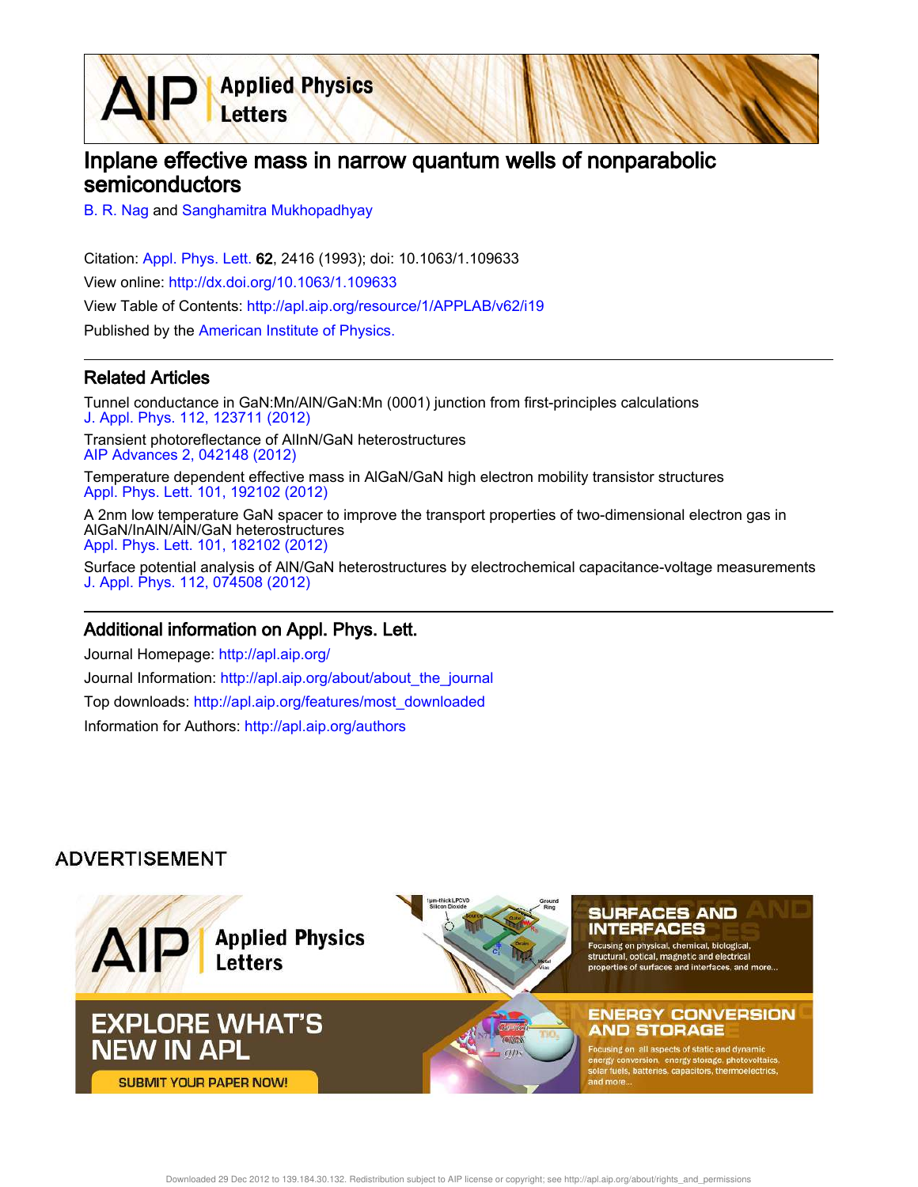# Inplane effective mass in narrow quantum wells of nonparabolic semiconductors

B. R. Nag and Sanghamitra Mukhopadhyay

Citation: Appl. Phys. Lett. **62**, 2416 (1993); doi: 10.1063/1.109633

View online: http://dx.doi.org/10.1063/1.109633

View Table of Contents: http://apl.aip.org/resource/1/APPLAB/v62/i19

Published by the American Institute of Physics.

## Related Articles

Tunnel conductance in GaN:Mn/AlN/GaN:Mn (0001) junction from first-principles calculations
J. Appl. Phys. 112, 123711 (2012)

Transient photoreflectance of AlInN/GaN heterostructures
AIP Advances 2, 042148 (2012)

Temperature dependent effective mass in AlGaN/GaN high electron mobility transistor structures
Appl. Phys. Lett. 101, 192102 (2012)

A 2nm low temperature GaN spacer to improve the transport properties of two-dimensional electron gas in AlGaN/InAlN/AlN/GaN heterostructures
Appl. Phys. Lett. 101, 182102 (2012)

Surface potential analysis of AlN/GaN heterostructures by electrochemical capacitance-voltage measurements
J. Appl. Phys. 112, 074508 (2012)

## Additional information on Appl. Phys. Lett.

Journal Homepage: http://apl.aip.org/

Journal Information: http://apl.aip.org/about/about_the_journal

Top downloads: http://apl.aip.org/features/most_downloaded

Information for Authors: http://apl.aip.org/authors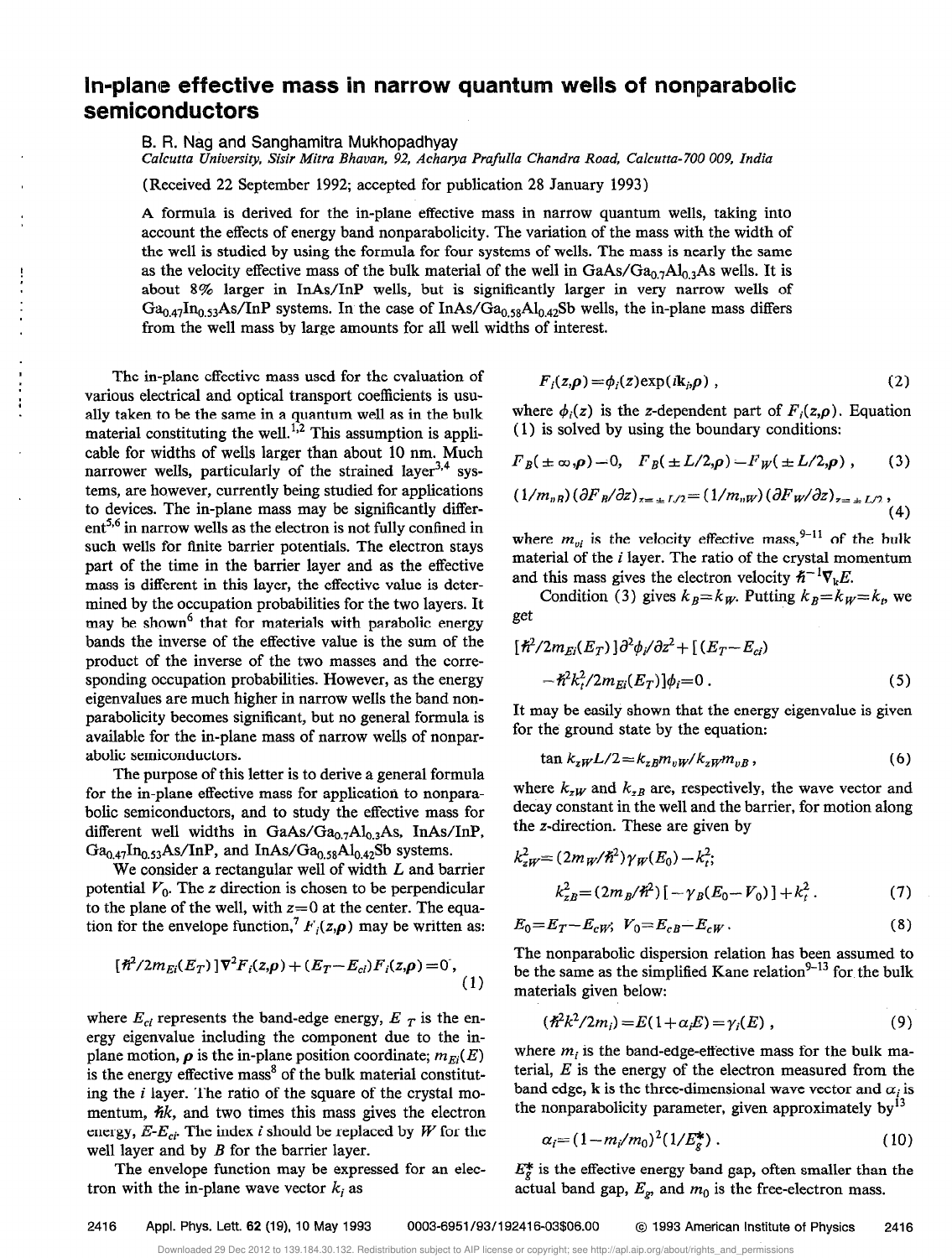# In-plane effective mass in narrow quantum wells of nonparabolic semiconductors

B. R. Nag and Sanghamitra Mukhopadhyay

*Calcutta University, Sisir Mitra Bhavan, 92, Acharya Prafulla Chandra Road, Calcutta-700 009, India*

(Received 22 September 1992; accepted for publication 28 January 1993)

A formula is derived for the in-plane effective mass in narrow quantum wells, taking into account the effects of energy band nonparabolicity. The variation of the mass with the width of the well is studied by using the formula for four systems of wells. The mass is nearly the same as the velocity effective mass of the bulk material of the well in $GaAs/Ga_{0.7}Al_{0.3}As$ wells. It is about 8% larger in InAs/InP wells, but is significantly larger in very narrow wells of $Ga_{0.47}In_{0.53}As/InP$ systems. In the case of $InAs/Ga_{0.58}Al_{0.42}Sb$ wells, the in-plane mass differs from the well mass by large amounts for all well widths of interest.

The in-plane effective mass used for the evaluation of various electrical and optical transport coefficients is usually taken to be the same in a quantum well as in the bulk material constituting the well.[1,2] This assumption is applicable for widths of wells larger than about 10 nm. Much narrower wells, particularly of the strained layer[3,4] systems, are however, currently being studied for applications to devices. The in-plane mass may be significantly different[5,6] in narrow wells as the electron is not fully confined in such wells for finite barrier potentials. The electron stays part of the time in the barrier layer and as the effective mass is different in this layer, the effective value is determined by the occupation probabilities for the two layers. It may be shown[6] that for materials with parabolic energy bands the inverse of the effective value is the sum of the product of the inverse of the two masses and the corresponding occupation probabilities. However, as the energy eigenvalues are much higher in narrow wells the band nonparabolicity becomes significant, but no general formula is available for the in-plane mass of narrow wells of nonparabolic semiconductors.

The purpose of this letter is to derive a general formula for the in-plane effective mass for application to nonparabolic semiconductors, and to study the effective mass for different well widths in $GaAs/Ga_{0.7}Al_{0.3}As$, InAs/InP, $Ga_{0.47}In_{0.53}As/InP$, and $InAs/Ga_{0.58}Al_{0.42}Sb$ systems.

We consider a rectangular well of width $L$ and barrier potential $V_0$. The $z$ direction is chosen to be perpendicular to the plane of the well, with $z=0$ at the center. The equation for the envelope function,[7] $F_i(z,\boldsymbol{\rho})$ may be written as:

$$[\hbar^2/2m_{Ei}(E_T)]\nabla^2 F_i(z,\boldsymbol{\rho})+(E_T-E_{ci})F_i(z,\boldsymbol{\rho})=0, \tag{1}$$

where $E_{ci}$ represents the band-edge energy, $E_T$ is the energy eigenvalue including the component due to the in-plane motion, $\boldsymbol{\rho}$ is the in-plane position coordinate; $m_{Ei}(E)$ is the energy effective mass[8] of the bulk material constituting the $i$ layer. The ratio of the square of the crystal momentum, $\hbar k$, and two times this mass gives the electron energy, $E-E_{ci}$. The index $i$ should be replaced by $W$ for the well layer and by $B$ for the barrier layer.

The envelope function may be expressed for an electron with the in-plane wave vector $k_i$ as

$$F_i(z,\boldsymbol{\rho})=\phi_i(z)\exp(i\mathbf{k}_i\boldsymbol{\rho}), \tag{2}$$

where $\phi_i(z)$ is the $z$-dependent part of $F_i(z,\boldsymbol{\rho})$. Equation (1) is solved by using the boundary conditions:

$$F_B(\pm\infty,\boldsymbol{\rho})=0,\quad F_B(\pm L/2,\boldsymbol{\rho})=F_W(\pm L/2,\boldsymbol{\rho}), \tag{3}$$

$$(1/m_{vB})(\partial F_B/\partial z)_{z=\pm L/2}=(1/m_{vW})(\partial F_W/\partial z)_{z=\pm L/2}, \tag{4}$$

where $m_{vi}$ is the velocity effective mass,[9-11] of the bulk material of the $i$ layer. The ratio of the crystal momentum and this mass gives the electron velocity $\hbar^{-1}\nabla_k E$.

Condition (3) gives $k_B=k_W$. Putting $k_B=k_W=k_t$, we get

$$[\hbar^2/2m_{Ei}(E_T)]\partial^2\phi_i/\partial z^2+[(E_T-E_{ci})-\hbar^2k_t^2/2m_{Ei}(E_T)]\phi_i=0. \tag{5}$$

It may be easily shown that the energy eigenvalue is given for the ground state by the equation:

$$\tan k_{zW}L/2=k_{zB}m_{vW}/k_{zW}m_{vB}, \tag{6}$$

where $k_{zW}$ and $k_{zB}$ are, respectively, the wave vector and decay constant in the well and the barrier, for motion along the $z$-direction. These are given by

$$k_{zW}^2=(2m_W/\hbar^2)\gamma_W(E_0)-k_t^2;$$
$$k_{zB}^2=(2m_B/\hbar^2)[-\gamma_B(E_0-V_0)]+k_t^2. \tag{7}$$

$$E_0=E_T-E_{cW};\quad V_0=E_{cB}-E_{cW}. \tag{8}$$

The nonparabolic dispersion relation has been assumed to be the same as the simplified Kane relation[9-13] for the bulk materials given below:

$$(\hbar^2k^2/2m_i)=E(1+\alpha_iE)=\gamma_i(E), \tag{9}$$

where $m_i$ is the band-edge-effective mass for the bulk material, $E$ is the energy of the electron measured from the band edge, $\mathbf{k}$ is the three-dimensional wave vector and $\alpha_i$ is the nonparabolicity parameter, given approximately by[13]

$$\alpha_i=(1-m_i/m_0)^2(1/E_g^*). \tag{10}$$

$E_g^*$ is the effective energy band gap, often smaller than the actual band gap, $E_g$, and $m_0$ is the free-electron mass.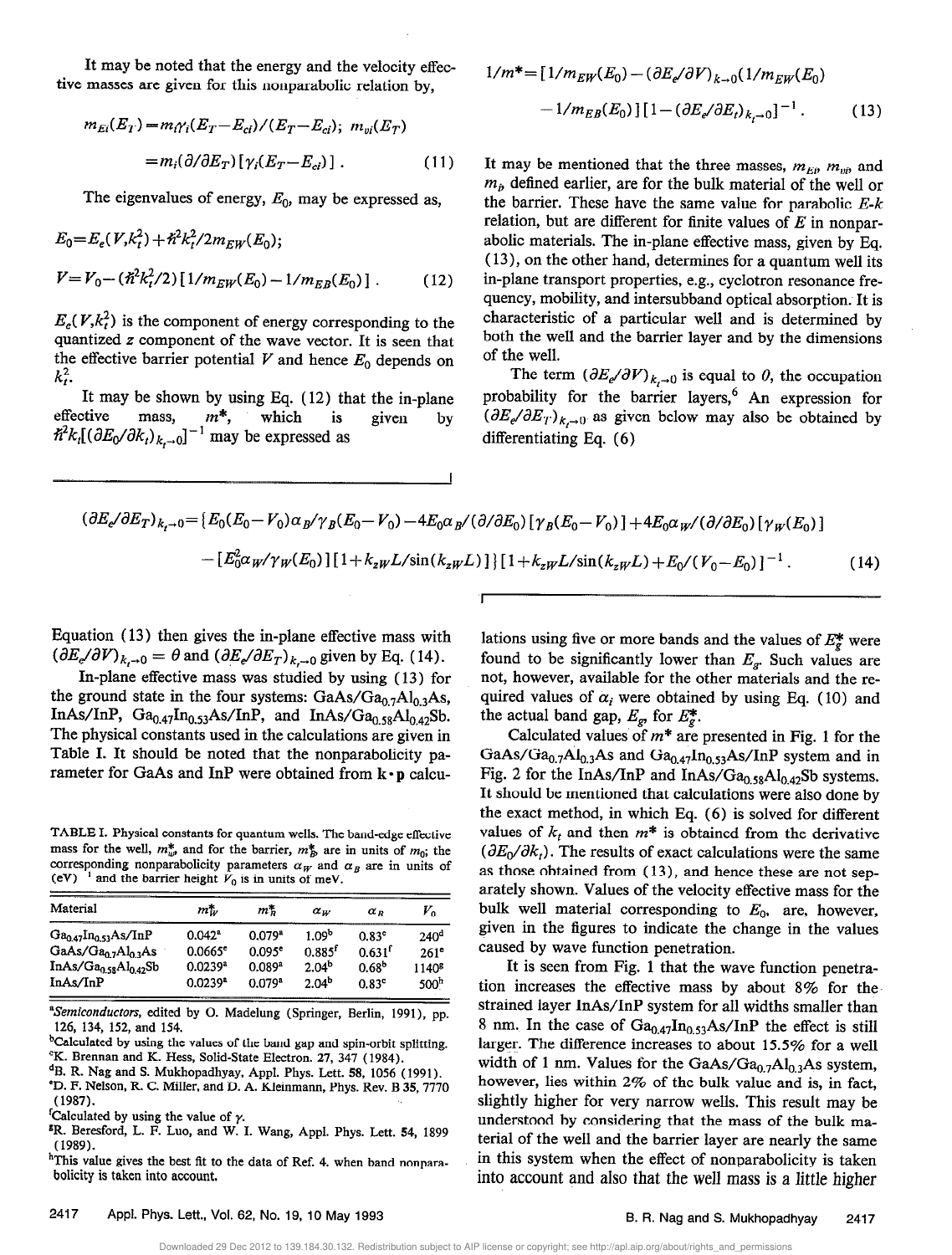It may be noted that the energy and the velocity effective masses are given for this nonparabolic relation by,

$$m_{Ei}(E_T)=m_i\gamma_i(E_T-E_{ci})/(E_T-E_{ci});\ m_{vi}(E_T)=m_i(\partial/\partial E_T)[\gamma_i(E_T-E_{ci})]. \quad (11)$$

The eigenvalues of energy, $E_0$, may be expressed as,

$$E_0=E_e(V,k_t^2)+\hbar^2k_t^2/2m_{EW}(E_0);$$
$$V=V_0-(\hbar^2k_t^2/2)[1/m_{EW}(E_0)-1/m_{EB}(E_0)]. \quad (12)$$

$E_e(V,k_t^2)$ is the component of energy corresponding to the quantized $z$ component of the wave vector. It is seen that the effective barrier potential $V$ and hence $E_0$ depends on $k_t^2$.

It may be shown by using Eq. (12) that the in-plane effective mass, $m^*$, which is given by $\hbar^2k_t[(\partial E_0/\partial k_t)_{k_t\to 0}]^{-1}$ may be expressed as

$$1/m^*=[1/m_{EW}(E_0)-(\partial E_e/\partial V)_{k\to 0}(1/m_{EW}(E_0)-1/m_{EB}(E_0)][1-(\partial E_e/\partial E_t)_{k_t\to 0}]^{-1}. \quad (13)$$

It may be mentioned that the three masses, $m_{Ei}$, $m_{vi}$, and $m_i$, defined earlier, are for the bulk material of the well or the barrier. These have the same value for parabolic $E$-$k$ relation, but are different for finite values of $E$ in nonparabolic materials. The in-plane effective mass, given by Eq. (13), on the other hand, determines for a quantum well its in-plane transport properties, e.g., cyclotron resonance frequency, mobility, and intersubband optical absorption. It is characteristic of a particular well and is determined by both the well and the barrier layer and by the dimensions of the well.

The term $(\partial E_e/\partial V)_{k_t\to 0}$ is equal to $\theta$, the occupation probability for the barrier layers,[6] An expression for $(\partial E_e/\partial E_T)_{k_t\to 0}$ as given below may also be obtained by differentiating Eq. (6)

$$(\partial E_e/\partial E_T)_{k_t\to 0}=\{E_0(E_0-V_0)\alpha_B/\gamma_B(E_0-V_0)-4E_0\alpha_B/(\partial/\partial E_0)[\gamma_B(E_0-V_0)]+4E_0\alpha_W/(\partial/\partial E_0)[\gamma_W(E_0)]-[E_0^2\alpha_W/\gamma_W(E_0)][1+k_{zW}L/\sin(k_{zW}L)]\}[1+k_{zW}L/\sin(k_{zW}L)+E_0/(V_0-E_0)]^{-1}. \quad (14)$$

Equation (13) then gives the in-plane effective mass with $(\partial E_e/\partial V)_{k_t\to 0}=\theta$ and $(\partial E_e/\partial E_T)_{k_t\to 0}$ given by Eq. (14).

In-plane effective mass was studied by using (13) for the ground state in the four systems: $GaAs/Ga_{0.7}Al_{0.3}As$, $InAs/InP$, $Ga_{0.47}In_{0.53}As/InP$, and $InAs/Ga_{0.58}Al_{0.42}Sb$. The physical constants used in the calculations are given in Table I. It should be noted that the nonparabolicity parameter for GaAs and InP were obtained from $\mathbf{k}\cdot\mathbf{p}$ calculations using five or more bands and the values of $E_g^*$ were found to be significantly lower than $E_g$. Such values are not, however, available for the other materials and the required values of $\alpha_i$ were obtained by using Eq. (10) and the actual band gap, $E_g$, for $E_g^*$.

TABLE I. Physical constants for quantum wells. The band-edge effective mass for the well, $m_W^*$, and for the barrier, $m_B^*$, are in units of $m_0$; the corresponding nonparabolicity parameters $\alpha_W$ and $\alpha_B$ are in units of $(eV)^{-1}$ and the barrier height $V_0$ is in units of meV.

| Material | $m_W^*$ | $m_B^*$ | $\alpha_W$ | $\alpha_B$ | $V_0$ |
|---|---|---|---|---|---|
| $Ga_{0.47}In_{0.53}As/InP$ | 0.042[a] | 0.079[a] | 1.09[b] | 0.83[c] | 240[d] |
| $GaAs/Ga_{0.7}Al_{0.3}As$ | 0.0665[e] | 0.095[e] | 0.885[f] | 0.631[f] | 261[e] |
| $InAs/Ga_{0.58}Al_{0.42}Sb$ | 0.0239[a] | 0.089[a] | 2.04[b] | 0.68[b] | 1140[g] |
| InAs/InP | 0.0239[a] | 0.079[a] | 2.04[b] | 0.83[c] | 500[h] |

[a]*Semiconductors*, edited by O. Madelung (Springer, Berlin, 1991), pp. 126, 134, 152, and 154.
[b]Calculated by using the values of the band gap and spin-orbit splitting.
[c]K. Brennan and K. Hess, Solid-State Electron. 27, 347 (1984).
[d]B. R. Nag and S. Mukhopadhyay, Appl. Phys. Lett. 58, 1056 (1991).
[e]D. F. Nelson, R. C. Miller, and D. A. Kleinmann, Phys. Rev. B 35, 7770 (1987).
[f]Calculated by using the value of $\gamma$.
[g]R. Beresford, L. F. Luo, and W. I. Wang, Appl. Phys. Lett. 54, 1899 (1989).
[h]This value gives the best fit to the data of Ref. 4. when band nonparabolicity is taken into account.

Calculated values of $m^*$ are presented in Fig. 1 for the $GaAs/Ga_{0.7}Al_{0.3}As$ and $Ga_{0.47}In_{0.53}As/InP$ system and in Fig. 2 for the InAs/InP and $InAs/Ga_{0.58}Al_{0.42}Sb$ systems. It should be mentioned that calculations were also done by the exact method, in which Eq. (6) is solved for different values of $k_t$ and then $m^*$ is obtained from the derivative $(\partial E_0/\partial k_t)$. The results of exact calculations were the same as those obtained from (13), and hence these are not separately shown. Values of the velocity effective mass for the bulk well material corresponding to $E_0$, are, however, given in the figures to indicate the change in the values caused by wave function penetration.

It is seen from Fig. 1 that the wave function penetration increases the effective mass by about 8% for the strained layer InAs/InP system for all widths smaller than 8 nm. In the case of $Ga_{0.47}In_{0.53}As/InP$ the effect is still larger. The difference increases to about 15.5% for a well width of 1 nm. Values for the $GaAs/Ga_{0.7}Al_{0.3}As$ system, however, lies within 2% of the bulk value and is, in fact, slightly higher for very narrow wells. This result may be understood by considering that the mass of the bulk material of the well and the barrier layer are nearly the same in this system when the effect of nonparabolicity is taken into account and also that the well mass is a little higher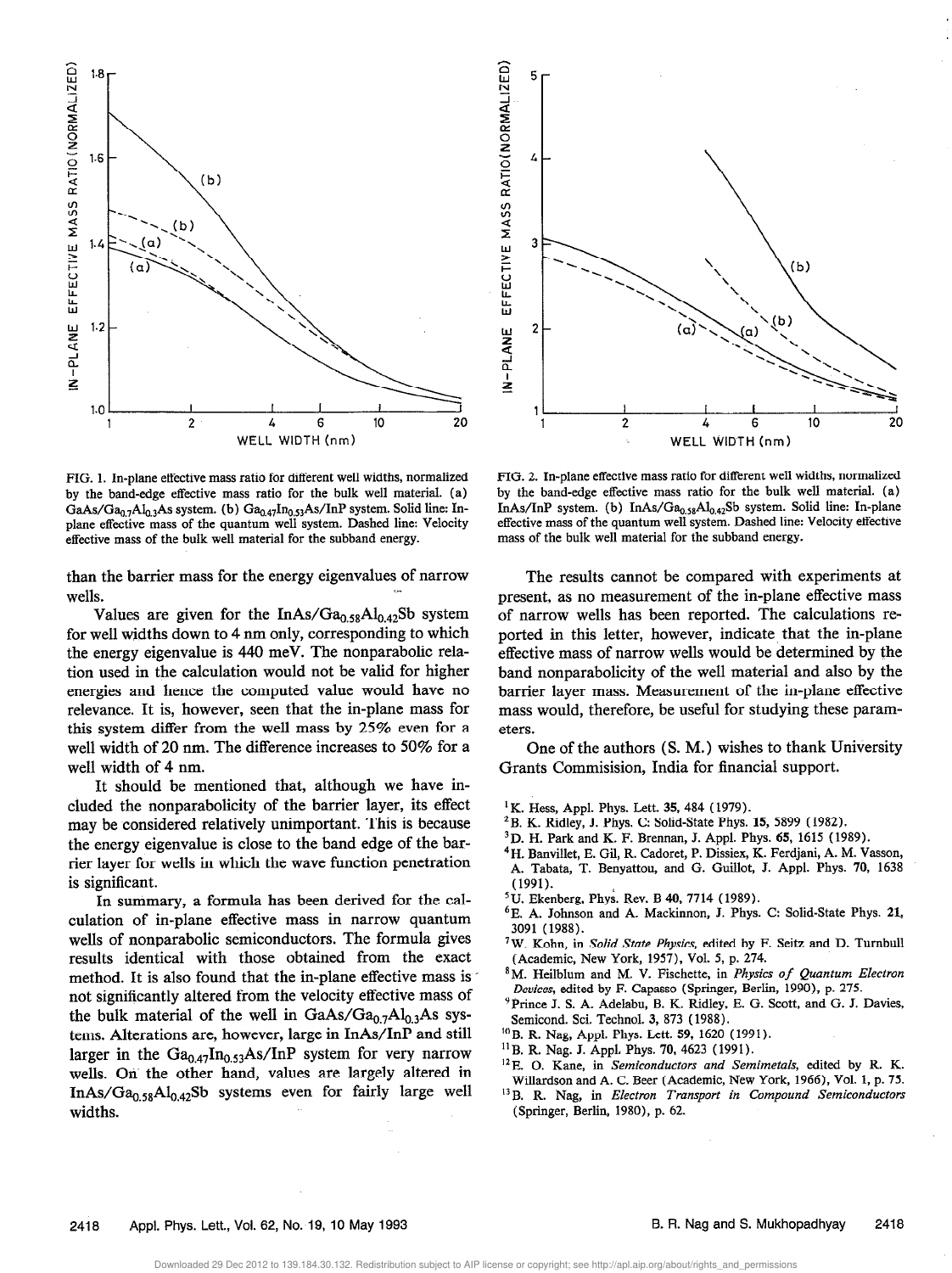1.8

1.6

1.4

1.2

1.0

IN-PLANE EFFECTIVE MASS RATIO (NORMALIZED)

(b)

(b)

(a)

(a)

1 2 4 6 10 20

WELL WIDTH (nm)

FIG. 1. In-plane effective mass ratio for different well widths, normalized by the band-edge effective mass ratio for the bulk well material. (a) $GaAs/Ga_{0.7}Al_{0.3}As$ system. (b) $Ga_{0.47}In_{0.53}As/InP$ system. Solid line: In-plane effective mass of the quantum well system. Dashed line: Velocity effective mass of the bulk well material for the subband energy.

5

4

3

2

1

IN-PLANE EFFECTIVE MASS RATIO (NORMALIZED)

(b)

(b)

(a)

(a)

1 2 4 6 10 20

WELL WIDTH (nm)

FIG. 2. In-plane effective mass ratio for different well widths, normalized by the band-edge effective mass ratio for the bulk well material. (a) $InAs/InP$ system. (b) $InAs/Ga_{0.58}Al_{0.42}Sb$ system. Solid line: In-plane effective mass of the quantum well system. Dashed line: Velocity effective mass of the bulk well material for the subband energy.

than the barrier mass for the energy eigenvalues of narrow wells.

Values are given for the $InAs/Ga_{0.58}Al_{0.42}Sb$ system for well widths down to 4 nm only, corresponding to which the energy eigenvalue is 440 meV. The nonparabolic relation used in the calculation would not be valid for higher energies and hence the computed value would have no relevance. It is, however, seen that the in-plane mass for this system differ from the well mass by 25% even for a well width of 20 nm. The difference increases to 50% for a well width of 4 nm.

It should be mentioned that, although we have included the nonparabolicity of the barrier layer, its effect may be considered relatively unimportant. This is because the energy eigenvalue is close to the band edge of the barrier layer for wells in which the wave function penetration is significant.

In summary, a formula has been derived for the calculation of in-plane effective mass in narrow quantum wells of nonparabolic semiconductors. The formula gives results identical with those obtained from the exact method. It is also found that the in-plane effective mass is not significantly altered from the velocity effective mass of the bulk material of the well in $GaAs/Ga_{0.7}Al_{0.3}As$ systems. Alterations are, however, large in $InAs/InP$ and still larger in the $Ga_{0.47}In_{0.53}As/InP$ system for very narrow wells. On the other hand, values are largely altered in $InAs/Ga_{0.58}Al_{0.42}Sb$ systems even for fairly large well widths.

The results cannot be compared with experiments at present, as no measurement of the in-plane effective mass of narrow wells has been reported. The calculations reported in this letter, however, indicate that the in-plane effective mass of narrow wells would be determined by the band nonparabolicity of the well material and also by the barrier layer mass. Measurement of the in-plane effective mass would, therefore, be useful for studying these parameters.

One of the authors (S. M.) wishes to thank University Grants Commisision, India for financial support.

[1] K. Hess, Appl. Phys. Lett. **35**, 484 (1979).
[2] B. K. Ridley, J. Phys. C: Solid-State Phys. **15**, 5899 (1982).
[3] D. H. Park and K. F. Brennan, J. Appl. Phys. **65**, 1615 (1989).
[4] H. Banvillet, E. Gil, R. Cadoret, P. Dissiex, K. Ferdjani, A. M. Vasson, A. Tabata, T. Benyattou, and G. Guillot, J. Appl. Phys. **70**, 1638 (1991).
[5] U. Ekenberg, Phys. Rev. B **40**, 7714 (1989).
[6] E. A. Johnson and A. Mackinnon, J. Phys. C: Solid-State Phys. **21**, 3091 (1988).
[7] W. Kohn, in *Solid State Physics*, edited by F. Seitz and D. Turnbull (Academic, New York, 1957), Vol. 5, p. 274.
[8] M. Heilblum and M. V. Fischette, in *Physics of Quantum Electron Devices*, edited by F. Capasso (Springer, Berlin, 1990), p. 275.
[9] Prince J. S. A. Adelabu, B. K. Ridley, E. G. Scott, and G. J. Davies, Semicond. Sci. Technol. **3**, 873 (1988).
[10] B. R. Nag, Appl. Phys. Lett. **59**, 1620 (1991).
[11] B. R. Nag. J. Appl. Phys. **70**, 4623 (1991).
[12] E. O. Kane, in *Semiconductors and Semimetals*, edited by R. K. Willardson and A. C. Beer (Academic, New York, 1966), Vol. 1, p. 75.
[13] B. R. Nag, in *Electron Transport in Compound Semiconductors* (Springer, Berlin, 1980), p. 62.